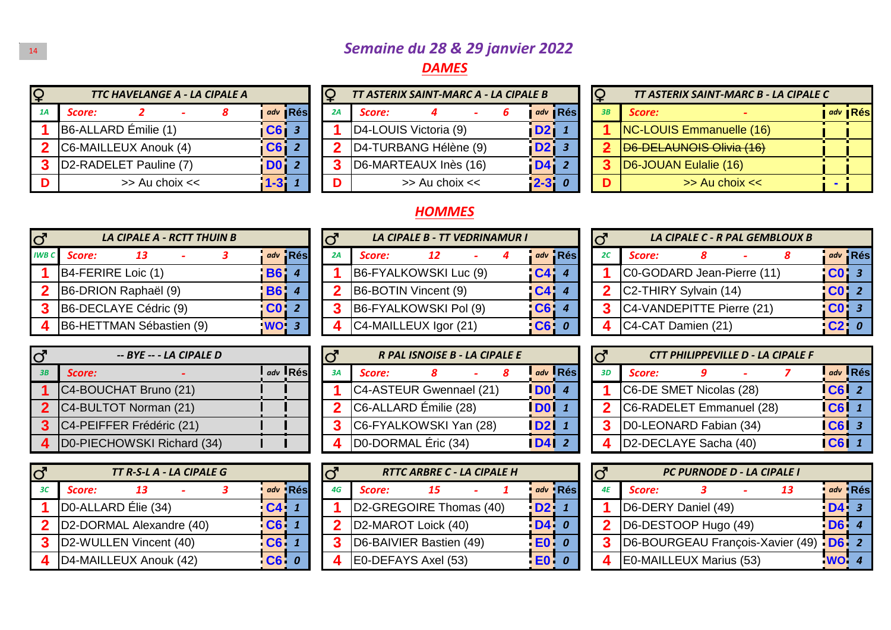# Semaine du 28 & 29 janvier 2022

## DAMES

| ♀ | TTC HAVELANGE A - LA CIPALE A | adv | Rés |
|---|---|---|---|
| 1A | Score: 2 - 8 | | |
| 1 | B6-ALLARD Émilie (1) | C6 | 3 |
| 2 | C6-MAILLEUX Anouk (4) | C6 | 2 |
| 3 | D2-RADELET Pauline (7) | D0 | 2 |
| D | >> Au choix << | 1-3 | 1 |

| ♀ | TT ASTERIX SAINT-MARC A - LA CIPALE B | adv | Rés |
|---|---|---|---|
| 2A | Score: 4 - 6 | | |
| 1 | D4-LOUIS Victoria (9) | D2 | 1 |
| 2 | D4-TURBANG Hélène (9) | D2 | 3 |
| 3 | D6-MARTEAUX Inès (16) | D4 | 2 |
| D | >> Au choix << | 2-3 | 0 |

| ♀ | TT ASTERIX SAINT-MARC B - LA CIPALE C | adv | Rés |
|---|---|---|---|
| 3B | Score: - | | |
| 1 | NC-LOUIS Emmanuelle (16) | | |
| 2 | ~~D6-DELAUNOIS Olivia (16)~~ | | |
| 3 | D6-JOUAN Eulalie (16) | | |
| D | >> Au choix << | - | |

## HOMMES

| ♂ | LA CIPALE A - RCTT THUIN B | adv | Rés |
|---|---|---|---|
| IWB C | Score: 13 - 3 | | |
| 1 | B4-FERIRE Loic (1) | B6 | 4 |
| 2 | B6-DRION Raphaël (9) | B6 | 4 |
| 3 | B6-DECLAYE Cédric (9) | C0 | 2 |
| 4 | B6-HETTMAN Sébastien (9) | WO | 3 |

| ♂ | LA CIPALE B - TT VEDRINAMUR I | adv | Rés |
|---|---|---|---|
| 2A | Score: 12 - 4 | | |
| 1 | B6-FYALKOWSKI Luc (9) | C4 | 4 |
| 2 | B6-BOTIN Vincent (9) | C4 | 4 |
| 3 | B6-FYALKOWSKI Pol (9) | C6 | 4 |
| 4 | C4-MAILLEUX Igor (21) | C6 | 0 |

| ♂ | LA CIPALE C - R PAL GEMBLOUX B | adv | Rés |
|---|---|---|---|
| 2C | Score: 8 - 8 | | |
| 1 | C0-GODARD Jean-Pierre (11) | C0 | 3 |
| 2 | C2-THIRY Sylvain (14) | C0 | 2 |
| 3 | C4-VANDEPITTE Pierre (21) | C0 | 3 |
| 4 | C4-CAT Damien (21) | C2 | 0 |

| ♂ | -- BYE -- - LA CIPALE D | adv | Rés |
|---|---|---|---|
| 3B | Score: - | | |
| 1 | C4-BOUCHAT Bruno (21) | | |
| 2 | C4-BULTOT Norman (21) | | |
| 3 | C4-PEIFFER Frédéric (21) | | |
| 4 | D0-PIECHOWSKI Richard (34) | | |

| ♂ | R PAL ISNOISE B - LA CIPALE E | adv | Rés |
|---|---|---|---|
| 3A | Score: 8 - 8 | | |
| 1 | C4-ASTEUR Gwennael (21) | D0 | 4 |
| 2 | C6-ALLARD Émilie (28) | D0 | 1 |
| 3 | C6-FYALKOWSKI Yan (28) | D2 | 1 |
| 4 | D0-DORMAL Éric (34) | D4 | 2 |

| ♂ | CTT PHILIPPEVILLE D - LA CIPALE F | adv | Rés |
|---|---|---|---|
| 3D | Score: 9 - 7 | | |
| 1 | C6-DE SMET Nicolas (28) | C6 | 2 |
| 2 | C6-RADELET Emmanuel (28) | C6 | 1 |
| 3 | D0-LEONARD Fabian (34) | C6 | 3 |
| 4 | D2-DECLAYE Sacha (40) | C6 | 1 |

| ♂ | TT R-S-L A - LA CIPALE G | adv | Rés |
|---|---|---|---|
| 3C | Score: 13 - 3 | | |
| 1 | D0-ALLARD Élie (34) | C4 | 1 |
| 2 | D2-DORMAL Alexandre (40) | C6 | 1 |
| 3 | D2-WULLEN Vincent (40) | C6 | 1 |
| 4 | D4-MAILLEUX Anouk (42) | C6 | 0 |

| ♂ | RTTC ARBRE C - LA CIPALE H | adv | Rés |
|---|---|---|---|
| 4G | Score: 15 - 1 | | |
| 1 | D2-GREGOIRE Thomas (40) | D2 | 1 |
| 2 | D2-MAROT Loick (40) | D4 | 0 |
| 3 | D6-BAIVIER Bastien (49) | E0 | 0 |
| 4 | E0-DEFAYS Axel (53) | E0 | 0 |

| ♂ | PC PURNODE D - LA CIPALE I | adv | Rés |
|---|---|---|---|
| 4E | Score: 3 - 13 | | |
| 1 | D6-DERY Daniel (49) | D4 | 3 |
| 2 | D6-DESTOOP Hugo (49) | D6 | 4 |
| 3 | D6-BOURGEAU François-Xavier (49) | D6 | 2 |
| 4 | E0-MAILLEUX Marius (53) | WO | 4 |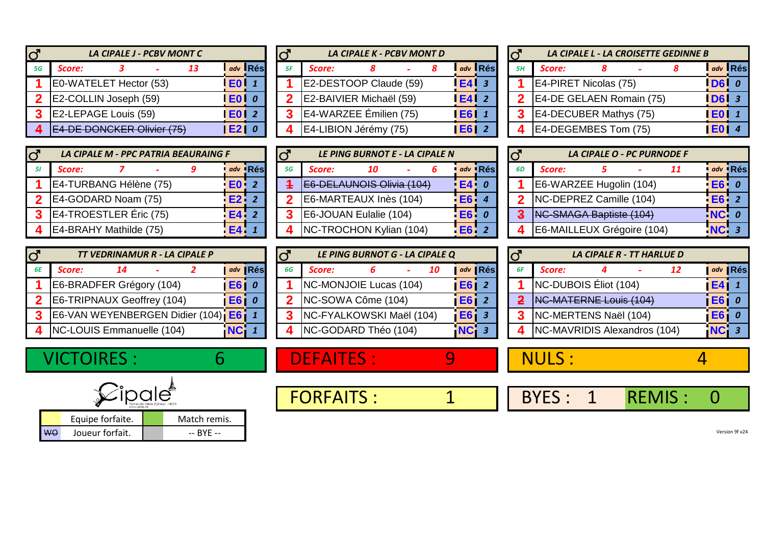| ♂ | LA CIPALE J - PCBV MONT C | | |
|---|---|---|---|
| 5G | Score: 3 - 13 | adv | Rés |
| 1 | E0-WATELET Hector (53) | E0 | 1 |
| 2 | E2-COLLIN Joseph (59) | E0 | 0 |
| 3 | E2-LEPAGE Louis (59) | E0 | 2 |
| 4 | ~~E4-DE DONCKER Olivier (75)~~ | E2 | 0 |

| ♂ | LA CIPALE K - PCBV MONT D | | |
|---|---|---|---|
| 5F | Score: 8 - 8 | adv | Rés |
| 1 | E2-DESTOOP Claude (59) | E4 | 3 |
| 2 | E2-BAIVIER Michaël (59) | E4 | 2 |
| 3 | E4-WARZEE Émilien (75) | E6 | 1 |
| 4 | E4-LIBION Jérémy (75) | E6 | 2 |

| ♂ | LA CIPALE L - LA CROISETTE GEDINNE B | | |
|---|---|---|---|
| 5H | Score: 8 - 8 | adv | Rés |
| 1 | E4-PIRET Nicolas (75) | D6 | 0 |
| 2 | E4-DE GELAEN Romain (75) | D6 | 3 |
| 3 | E4-DECUBER Mathys (75) | E0 | 1 |
| 4 | E4-DEGEMBES Tom (75) | E0 | 4 |

| ♂ | LA CIPALE M - PPC PATRIA BEAURAING F | | |
|---|---|---|---|
| 5I | Score: 7 - 9 | adv | Rés |
| 1 | E4-TURBANG Hélène (75) | E0 | 2 |
| 2 | E4-GODARD Noam (75) | E2 | 2 |
| 3 | E4-TROESTLER Éric (75) | E4 | 2 |
| 4 | E4-BRAHY Mathilde (75) | E4 | 1 |

| ♂ | LE PING BURNOT E - LA CIPALE N | | |
|---|---|---|---|
| 5G | Score: 10 - 6 | adv | Rés |
| ~~1~~ | ~~E6-DELAUNOIS Olivia (104)~~ | E4 | 0 |
| 2 | E6-MARTEAUX Inès (104) | E6 | 4 |
| 3 | E6-JOUAN Eulalie (104) | E6 | 0 |
| 4 | NC-TROCHON Kylian (104) | E6 | 2 |

| ♂ | LA CIPALE O - PC PURNODE F | | |
|---|---|---|---|
| 6D | Score: 5 - 11 | adv | Rés |
| 1 | E6-WARZEE Hugolin (104) | E6 | 0 |
| 2 | NC-DEPREZ Camille (104) | E6 | 2 |
| ~~3~~ | ~~NC-SMAGA Baptiste (104)~~ | NC | 0 |
| 4 | E6-MAILLEUX Grégoire (104) | NC | 3 |

| ♂ | TT VEDRINAMUR R - LA CIPALE P | | |
|---|---|---|---|
| 6E | Score: 14 - 2 | adv | Rés |
| 1 | E6-BRADFER Grégory (104) | E6 | 0 |
| 2 | E6-TRIPNAUX Geoffrey (104) | E6 | 0 |
| 3 | E6-VAN WEYENBERGEN Didier (104) | E6 | 1 |
| 4 | NC-LOUIS Emmanuelle (104) | NC | 1 |

| ♂ | LE PING BURNOT G - LA CIPALE Q | | |
|---|---|---|---|
| 6G | Score: 6 - 10 | adv | Rés |
| 1 | NC-MONJOIE Lucas (104) | E6 | 2 |
| 2 | NC-SOWA Côme (104) | E6 | 2 |
| 3 | NC-FYALKOWSKI Maël (104) | E6 | 3 |
| 4 | NC-GODARD Théo (104) | NC | 3 |

| ♂ | LA CIPALE R - TT HARLUE D | | |
|---|---|---|---|
| 6F | Score: 4 - 12 | adv | Rés |
| 1 | NC-DUBOIS Éliot (104) | E4 | 1 |
| ~~2~~ | ~~NC-MATERNE Louis (104)~~ | E6 | 0 |
| 3 | NC-MERTENS Naël (104) | E6 | 0 |
| 4 | NC-MAVRIDIS Alexandros (104) | NC | 3 |

VICTOIRES : 6

DEFAITES : 9

NULS : 4

FORFAITS : 1

BYES : 1

REMIS : 0

Cipale — Tennis de table (Ciney) - N073 — www.cipale.be

| | | | |
|---|---|---|---|
| | Equipe forfaite. | | Match remis. |
| ~~WO~~ | Joueur forfait. | | -- BYE -- |

Version 9f v24